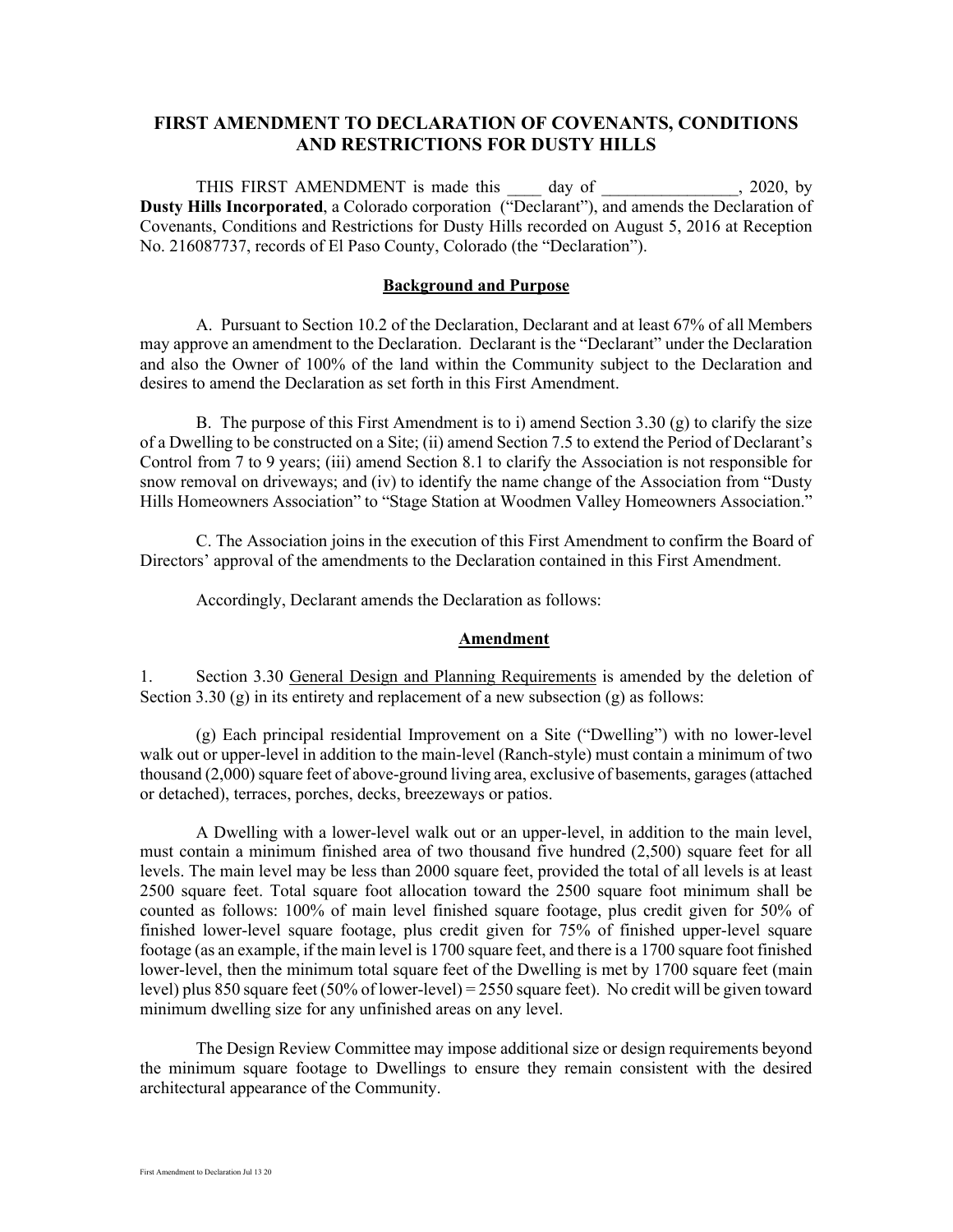# FIRST AMENDMENT TO DECLARATION OF COVENANTS, CONDITIONS AND RESTRICTIONS FOR DUSTY HILLS

THIS FIRST AMENDMENT is made this ____ day of ________________, 2020, by **Dusty Hills Incorporated**, a Colorado corporation ("Declarant"), and amends the Declaration of Covenants, Conditions and Restrictions for Dusty Hills recorded on August 5, 2016 at Reception No. 216087737, records of El Paso County, Colorado (the "Declaration").

## Background and Purpose

A. Pursuant to Section 10.2 of the Declaration, Declarant and at least 67% of all Members may approve an amendment to the Declaration. Declarant is the "Declarant" under the Declaration and also the Owner of 100% of the land within the Community subject to the Declaration and desires to amend the Declaration as set forth in this First Amendment.

B. The purpose of this First Amendment is to i) amend Section 3.30 (g) to clarify the size of a Dwelling to be constructed on a Site; (ii) amend Section 7.5 to extend the Period of Declarant's Control from 7 to 9 years; (iii) amend Section 8.1 to clarify the Association is not responsible for snow removal on driveways; and (iv) to identify the name change of the Association from "Dusty Hills Homeowners Association" to "Stage Station at Woodmen Valley Homeowners Association."

C. The Association joins in the execution of this First Amendment to confirm the Board of Directors' approval of the amendments to the Declaration contained in this First Amendment.

Accordingly, Declarant amends the Declaration as follows:

## Amendment

1. Section 3.30 General Design and Planning Requirements is amended by the deletion of Section 3.30 (g) in its entirety and replacement of a new subsection (g) as follows:

(g) Each principal residential Improvement on a Site ("Dwelling") with no lower-level walk out or upper-level in addition to the main-level (Ranch-style) must contain a minimum of two thousand (2,000) square feet of above-ground living area, exclusive of basements, garages (attached or detached), terraces, porches, decks, breezeways or patios.

A Dwelling with a lower-level walk out or an upper-level, in addition to the main level, must contain a minimum finished area of two thousand five hundred (2,500) square feet for all levels. The main level may be less than 2000 square feet, provided the total of all levels is at least 2500 square feet. Total square foot allocation toward the 2500 square foot minimum shall be counted as follows: 100% of main level finished square footage, plus credit given for 50% of finished lower-level square footage, plus credit given for 75% of finished upper-level square footage (as an example, if the main level is 1700 square feet, and there is a 1700 square foot finished lower-level, then the minimum total square feet of the Dwelling is met by 1700 square feet (main level) plus 850 square feet (50% of lower-level) = 2550 square feet). No credit will be given toward minimum dwelling size for any unfinished areas on any level.

The Design Review Committee may impose additional size or design requirements beyond the minimum square footage to Dwellings to ensure they remain consistent with the desired architectural appearance of the Community.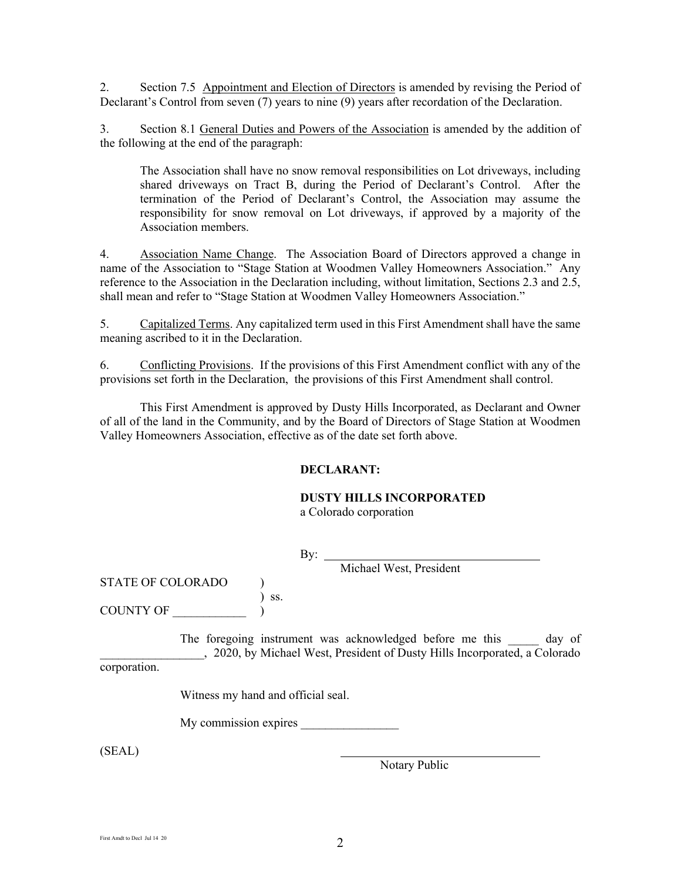2. Section 7.5 Appointment and Election of Directors is amended by revising the Period of Declarant's Control from seven (7) years to nine (9) years after recordation of the Declaration.

3. Section 8.1 General Duties and Powers of the Association is amended by the addition of the following at the end of the paragraph:

> The Association shall have no snow removal responsibilities on Lot driveways, including shared driveways on Tract B, during the Period of Declarant's Control. After the termination of the Period of Declarant's Control, the Association may assume the responsibility for snow removal on Lot driveways, if approved by a majority of the Association members.

4. Association Name Change. The Association Board of Directors approved a change in name of the Association to "Stage Station at Woodmen Valley Homeowners Association." Any reference to the Association in the Declaration including, without limitation, Sections 2.3 and 2.5, shall mean and refer to "Stage Station at Woodmen Valley Homeowners Association."

5. Capitalized Terms. Any capitalized term used in this First Amendment shall have the same meaning ascribed to it in the Declaration.

6. Conflicting Provisions. If the provisions of this First Amendment conflict with any of the provisions set forth in the Declaration, the provisions of this First Amendment shall control.

This First Amendment is approved by Dusty Hills Incorporated, as Declarant and Owner of all of the land in the Community, and by the Board of Directors of Stage Station at Woodmen Valley Homeowners Association, effective as of the date set forth above.

**DECLARANT:**

**DUSTY HILLS INCORPORATED**
a Colorado corporation

By: ___________________________________
Michael West, President

STATE OF COLORADO )
) ss.
COUNTY OF ____________ )

The foregoing instrument was acknowledged before me this _____ day of _________________, 2020, by Michael West, President of Dusty Hills Incorporated, a Colorado corporation.

Witness my hand and official seal.

My commission expires ________________

(SEAL)

___________________________________
Notary Public

First Amdt to Decl Jul 14 20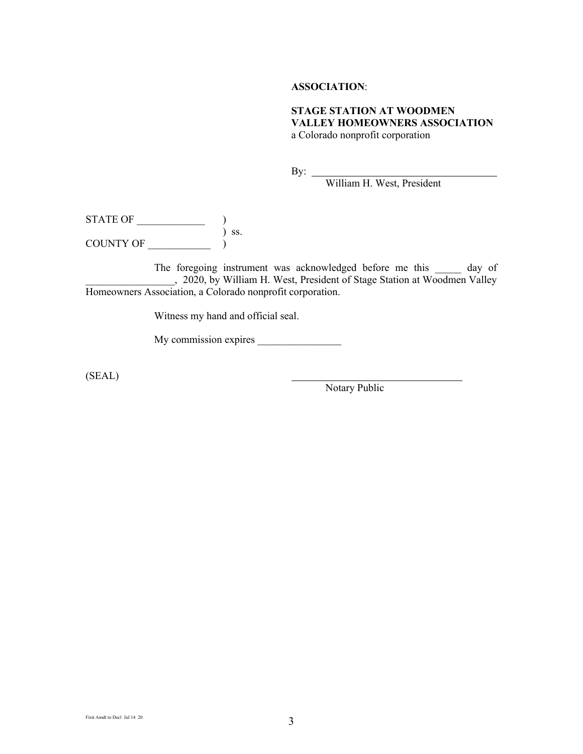**ASSOCIATION**:

**STAGE STATION AT WOODMEN VALLEY HOMEOWNERS ASSOCIATION**
a Colorado nonprofit corporation

By: ___________________________________
William H. West, President

STATE OF _____________ )
) ss.
COUNTY OF ____________ )

The foregoing instrument was acknowledged before me this _____ day of _________________, 2020, by William H. West, President of Stage Station at Woodmen Valley Homeowners Association, a Colorado nonprofit corporation.

Witness my hand and official seal.

My commission expires ________________

(SEAL)

___________________________________
Notary Public

First Amdt to Decl Jul 14 20